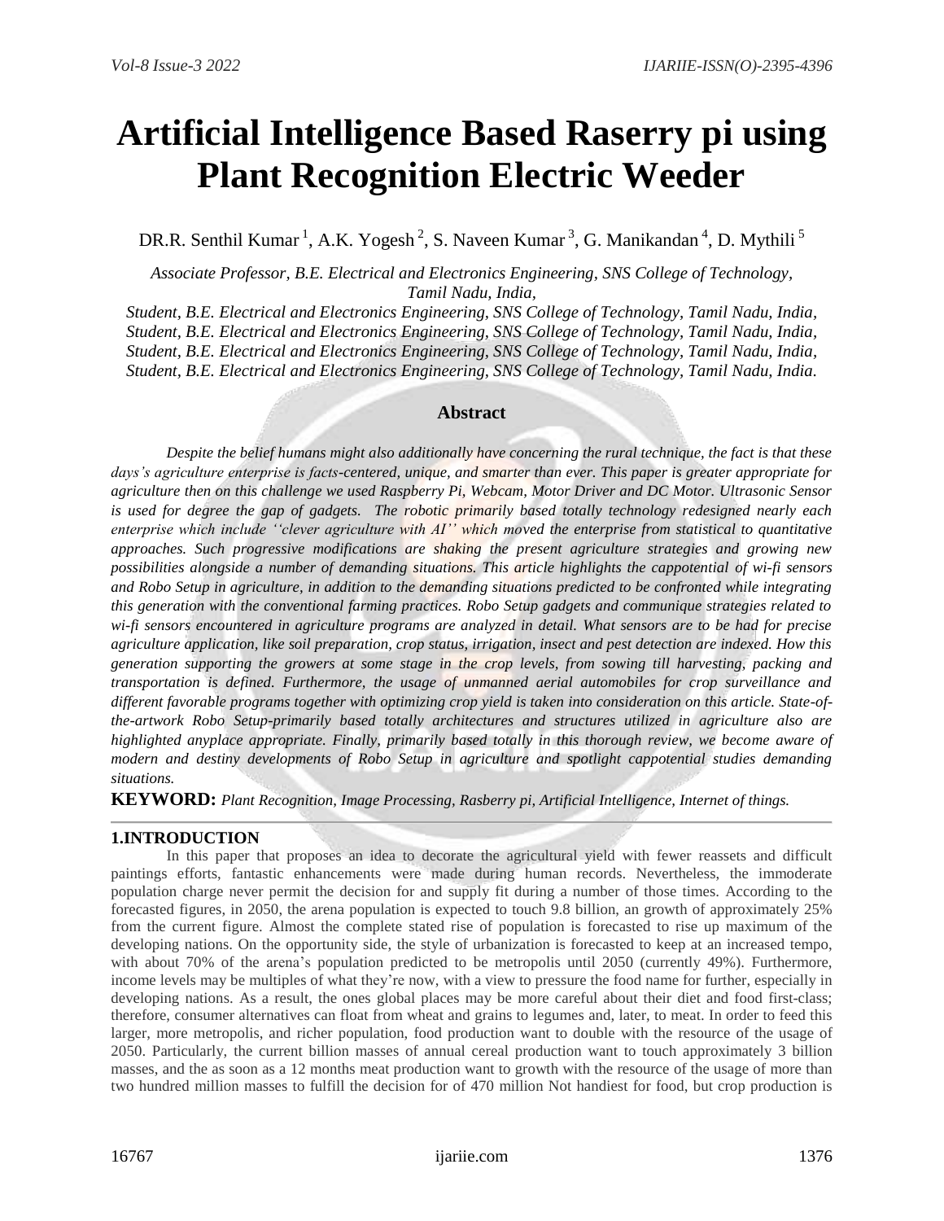# Artificial Intelligence Based Raserry pi using Plant Recognition Electric Weeder

DR.R. Senthil Kumar [1], A.K. Yogesh [2], S. Naveen Kumar [3], G. Manikandan [4], D. Mythili [5]

*Associate Professor, B.E. Electrical and Electronics Engineering, SNS College of Technology, Tamil Nadu, India,*
*Student, B.E. Electrical and Electronics Engineering, SNS College of Technology, Tamil Nadu, India,*
*Student, B.E. Electrical and Electronics Engineering, SNS College of Technology, Tamil Nadu, India,*
*Student, B.E. Electrical and Electronics Engineering, SNS College of Technology, Tamil Nadu, India,*
*Student, B.E. Electrical and Electronics Engineering, SNS College of Technology, Tamil Nadu, India.*

## Abstract

*Despite the belief humans might also additionally have concerning the rural technique, the fact is that these days's agriculture enterprise is facts-centered, unique, and smarter than ever. This paper is greater appropriate for agriculture then on this challenge we used Raspberry Pi, Webcam, Motor Driver and DC Motor. Ultrasonic Sensor is used for degree the gap of gadgets. The robotic primarily based totally technology redesigned nearly each enterprise which include ''clever agriculture with AI'' which moved the enterprise from statistical to quantitative approaches. Such progressive modifications are shaking the present agriculture strategies and growing new possibilities alongside a number of demanding situations. This article highlights the cappotential of wi-fi sensors and Robo Setup in agriculture, in addition to the demanding situations predicted to be confronted while integrating this generation with the conventional farming practices. Robo Setup gadgets and communique strategies related to wi-fi sensors encountered in agriculture programs are analyzed in detail. What sensors are to be had for precise agriculture application, like soil preparation, crop status, irrigation, insect and pest detection are indexed. How this generation supporting the growers at some stage in the crop levels, from sowing till harvesting, packing and transportation is defined. Furthermore, the usage of unmanned aerial automobiles for crop surveillance and different favorable programs together with optimizing crop yield is taken into consideration on this article. State-of-the-artwork Robo Setup-primarily based totally architectures and structures utilized in agriculture also are highlighted anyplace appropriate. Finally, primarily based totally in this thorough review, we become aware of modern and destiny developments of Robo Setup in agriculture and spotlight cappotential studies demanding situations.*

**KEYWORD:** *Plant Recognition, Image Processing, Rasberry pi, Artificial Intelligence, Internet of things.*

## 1.INTRODUCTION

In this paper that proposes an idea to decorate the agricultural yield with fewer reassets and difficult paintings efforts, fantastic enhancements were made during human records. Nevertheless, the immoderate population charge never permit the decision for and supply fit during a number of those times. According to the forecasted figures, in 2050, the arena population is expected to touch 9.8 billion, an growth of approximately 25% from the current figure. Almost the complete stated rise of population is forecasted to rise up maximum of the developing nations. On the opportunity side, the style of urbanization is forecasted to keep at an increased tempo, with about 70% of the arena's population predicted to be metropolis until 2050 (currently 49%). Furthermore, income levels may be multiples of what they're now, with a view to pressure the food name for further, especially in developing nations. As a result, the ones global places may be more careful about their diet and food first-class; therefore, consumer alternatives can float from wheat and grains to legumes and, later, to meat. In order to feed this larger, more metropolis, and richer population, food production want to double with the resource of the usage of 2050. Particularly, the current billion masses of annual cereal production want to touch approximately 3 billion masses, and the as soon as a 12 months meat production want to growth with the resource of the usage of more than two hundred million masses to fulfill the decision for of 470 million Not handiest for food, but crop production is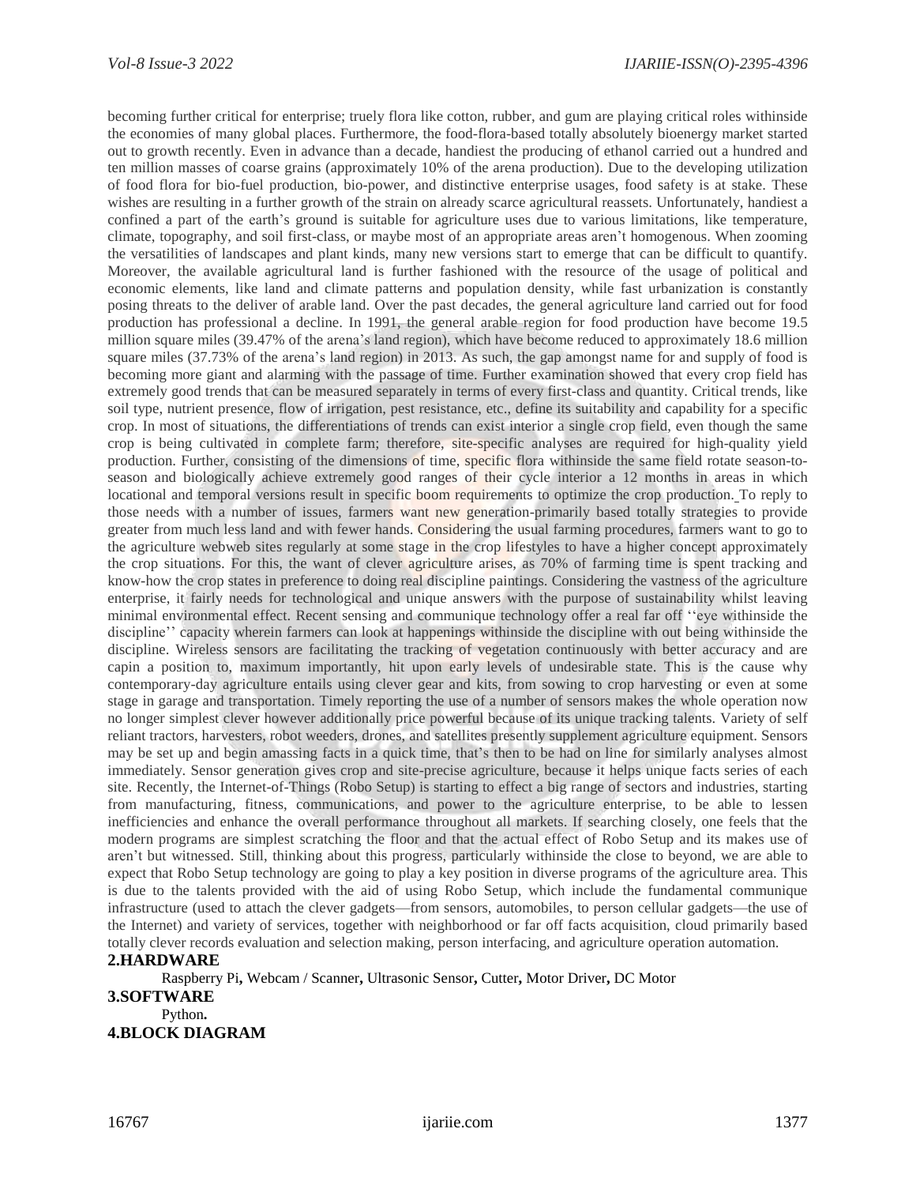becoming further critical for enterprise; truely flora like cotton, rubber, and gum are playing critical roles withinside the economies of many global places. Furthermore, the food-flora-based totally absolutely bioenergy market started out to growth recently. Even in advance than a decade, handiest the producing of ethanol carried out a hundred and ten million masses of coarse grains (approximately 10% of the arena production). Due to the developing utilization of food flora for bio-fuel production, bio-power, and distinctive enterprise usages, food safety is at stake. These wishes are resulting in a further growth of the strain on already scarce agricultural reassets. Unfortunately, handiest a confined a part of the earth's ground is suitable for agriculture uses due to various limitations, like temperature, climate, topography, and soil first-class, or maybe most of an appropriate areas aren't homogenous. When zooming the versatilities of landscapes and plant kinds, many new versions start to emerge that can be difficult to quantify. Moreover, the available agricultural land is further fashioned with the resource of the usage of political and economic elements, like land and climate patterns and population density, while fast urbanization is constantly posing threats to the deliver of arable land. Over the past decades, the general agriculture land carried out for food production has professional a decline. In 1991, the general arable region for food production have become 19.5 million square miles (39.47% of the arena's land region), which have become reduced to approximately 18.6 million square miles (37.73% of the arena's land region) in 2013. As such, the gap amongst name for and supply of food is becoming more giant and alarming with the passage of time. Further examination showed that every crop field has extremely good trends that can be measured separately in terms of every first-class and quantity. Critical trends, like soil type, nutrient presence, flow of irrigation, pest resistance, etc., define its suitability and capability for a specific crop. In most of situations, the differentiations of trends can exist interior a single crop field, even though the same crop is being cultivated in complete farm; therefore, site-specific analyses are required for high-quality yield production. Further, consisting of the dimensions of time, specific flora withinside the same field rotate season-to-season and biologically achieve extremely good ranges of their cycle interior a 12 months in areas in which locational and temporal versions result in specific boom requirements to optimize the crop production. To reply to those needs with a number of issues, farmers want new generation-primarily based totally strategies to provide greater from much less land and with fewer hands. Considering the usual farming procedures, farmers want to go to the agriculture webweb sites regularly at some stage in the crop lifestyles to have a higher concept approximately the crop situations. For this, the want of clever agriculture arises, as 70% of farming time is spent tracking and know-how the crop states in preference to doing real discipline paintings. Considering the vastness of the agriculture enterprise, it fairly needs for technological and unique answers with the purpose of sustainability whilst leaving minimal environmental effect. Recent sensing and communique technology offer a real far off ''eye withinside the discipline'' capacity wherein farmers can look at happenings withinside the discipline with out being withinside the discipline. Wireless sensors are facilitating the tracking of vegetation continuously with better accuracy and are capin a position to, maximum importantly, hit upon early levels of undesirable state. This is the cause why contemporary-day agriculture entails using clever gear and kits, from sowing to crop harvesting or even at some stage in garage and transportation. Timely reporting the use of a number of sensors makes the whole operation now no longer simplest clever however additionally price powerful because of its unique tracking talents. Variety of self reliant tractors, harvesters, robot weeders, drones, and satellites presently supplement agriculture equipment. Sensors may be set up and begin amassing facts in a quick time, that's then to be had on line for similarly analyses almost immediately. Sensor generation gives crop and site-precise agriculture, because it helps unique facts series of each site. Recently, the Internet-of-Things (Robo Setup) is starting to effect a big range of sectors and industries, starting from manufacturing, fitness, communications, and power to the agriculture enterprise, to be able to lessen inefficiencies and enhance the overall performance throughout all markets. If searching closely, one feels that the modern programs are simplest scratching the floor and that the actual effect of Robo Setup and its makes use of aren't but witnessed. Still, thinking about this progress, particularly withinside the close to beyond, we are able to expect that Robo Setup technology are going to play a key position in diverse programs of the agriculture area. This is due to the talents provided with the aid of using Robo Setup, which include the fundamental communique infrastructure (used to attach the clever gadgets—from sensors, automobiles, to person cellular gadgets—the use of the Internet) and variety of services, together with neighborhood or far off facts acquisition, cloud primarily based totally clever records evaluation and selection making, person interfacing, and agriculture operation automation.

## 2.HARDWARE

Raspberry Pi**,** Webcam / Scanner**,** Ultrasonic Sensor**,** Cutter**,** Motor Driver**,** DC Motor

## 3.SOFTWARE

Python**.**

## 4.BLOCK DIAGRAM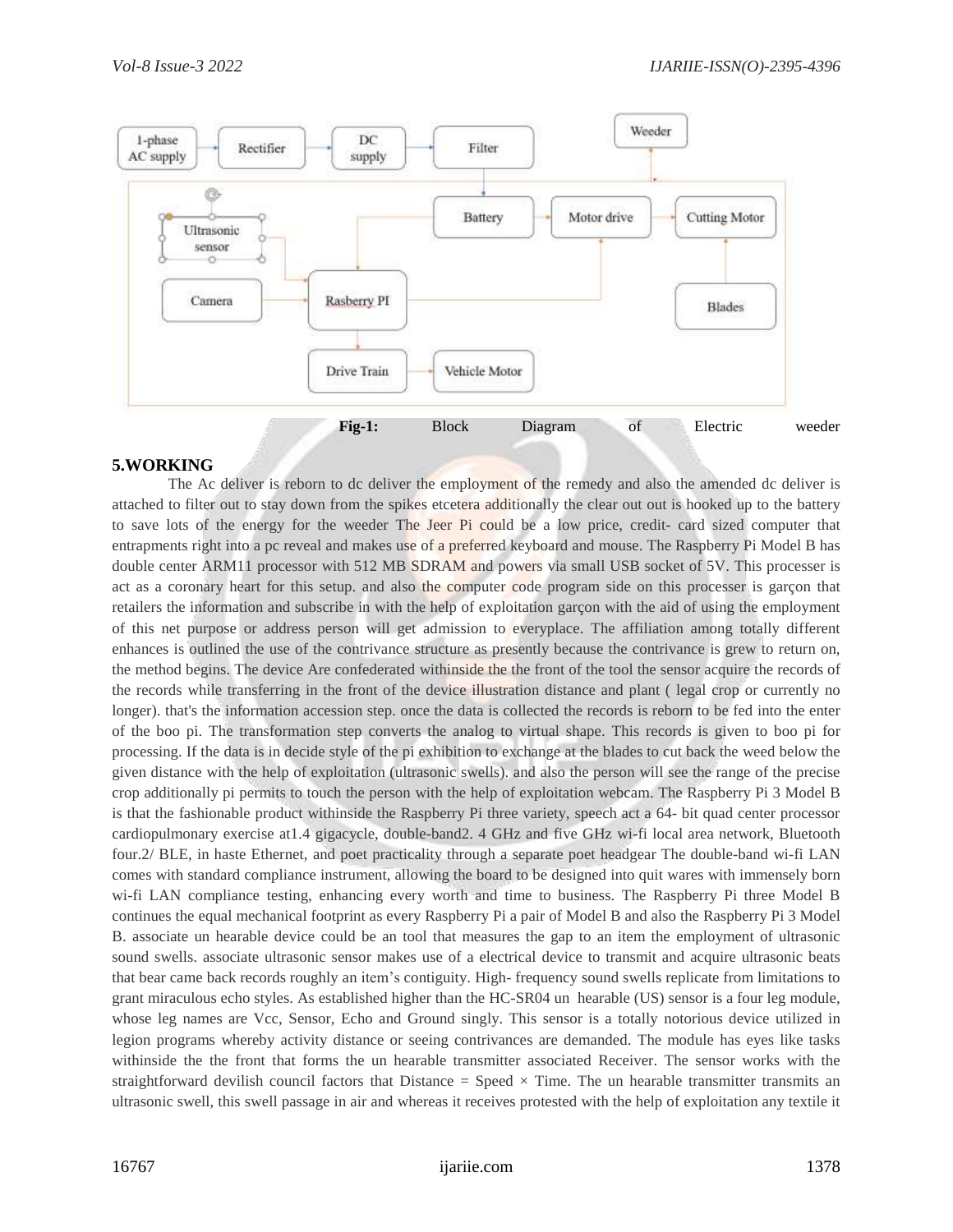**Fig-1:** Block Diagram of Electric weeder

## 5.WORKING

The Ac deliver is reborn to dc deliver the employment of the remedy and also the amended dc deliver is attached to filter out to stay down from the spikes etcetera additionally the clear out out is hooked up to the battery to save lots of the energy for the weeder The Jeer Pi could be a low price, credit- card sized computer that entrapments right into a pc reveal and makes use of a preferred keyboard and mouse. The Raspberry Pi Model B has double center ARM11 processor with 512 MB SDRAM and powers via small USB socket of 5V. This processer is act as a coronary heart for this setup. and also the computer code program side on this processer is garçon that retailers the information and subscribe in with the help of exploitation garçon with the aid of using the employment of this net purpose or address person will get admission to everyplace. The affiliation among totally different enhances is outlined the use of the contrivance structure as presently because the contrivance is grew to return on, the method begins. The device Are confederated withinside the the front of the tool the sensor acquire the records of the records while transferring in the front of the device illustration distance and plant ( legal crop or currently no longer). that's the information accession step. once the data is collected the records is reborn to be fed into the enter of the boo pi. The transformation step converts the analog to virtual shape. This records is given to boo pi for processing. If the data is in decide style of the pi exhibition to exchange at the blades to cut back the weed below the given distance with the help of exploitation (ultrasonic swells). and also the person will see the range of the precise crop additionally pi permits to touch the person with the help of exploitation webcam. The Raspberry Pi 3 Model B is that the fashionable product withinside the Raspberry Pi three variety, speech act a 64- bit quad center processor cardiopulmonary exercise at1.4 gigacycle, double-band2. 4 GHz and five GHz wi-fi local area network, Bluetooth four.2/ BLE, in haste Ethernet, and poet practicality through a separate poet headgear The double-band wi-fi LAN comes with standard compliance instrument, allowing the board to be designed into quit wares with immensely born wi-fi LAN compliance testing, enhancing every worth and time to business. The Raspberry Pi three Model B continues the equal mechanical footprint as every Raspberry Pi a pair of Model B and also the Raspberry Pi 3 Model B. associate un hearable device could be an tool that measures the gap to an item the employment of ultrasonic sound swells. associate ultrasonic sensor makes use of a electrical device to transmit and acquire ultrasonic beats that bear came back records roughly an item's contiguity. High- frequency sound swells replicate from limitations to grant miraculous echo styles. As established higher than the HC-SR04 un hearable (US) sensor is a four leg module, whose leg names are Vcc, Sensor, Echo and Ground singly. This sensor is a totally notorious device utilized in legion programs whereby activity distance or seeing contrivances are demanded. The module has eyes like tasks withinside the the front that forms the un hearable transmitter associated Receiver. The sensor works with the straightforward devilish council factors that Distance = Speed × Time. The un hearable transmitter transmits an ultrasonic swell, this swell passage in air and whereas it receives protested with the help of exploitation any textile it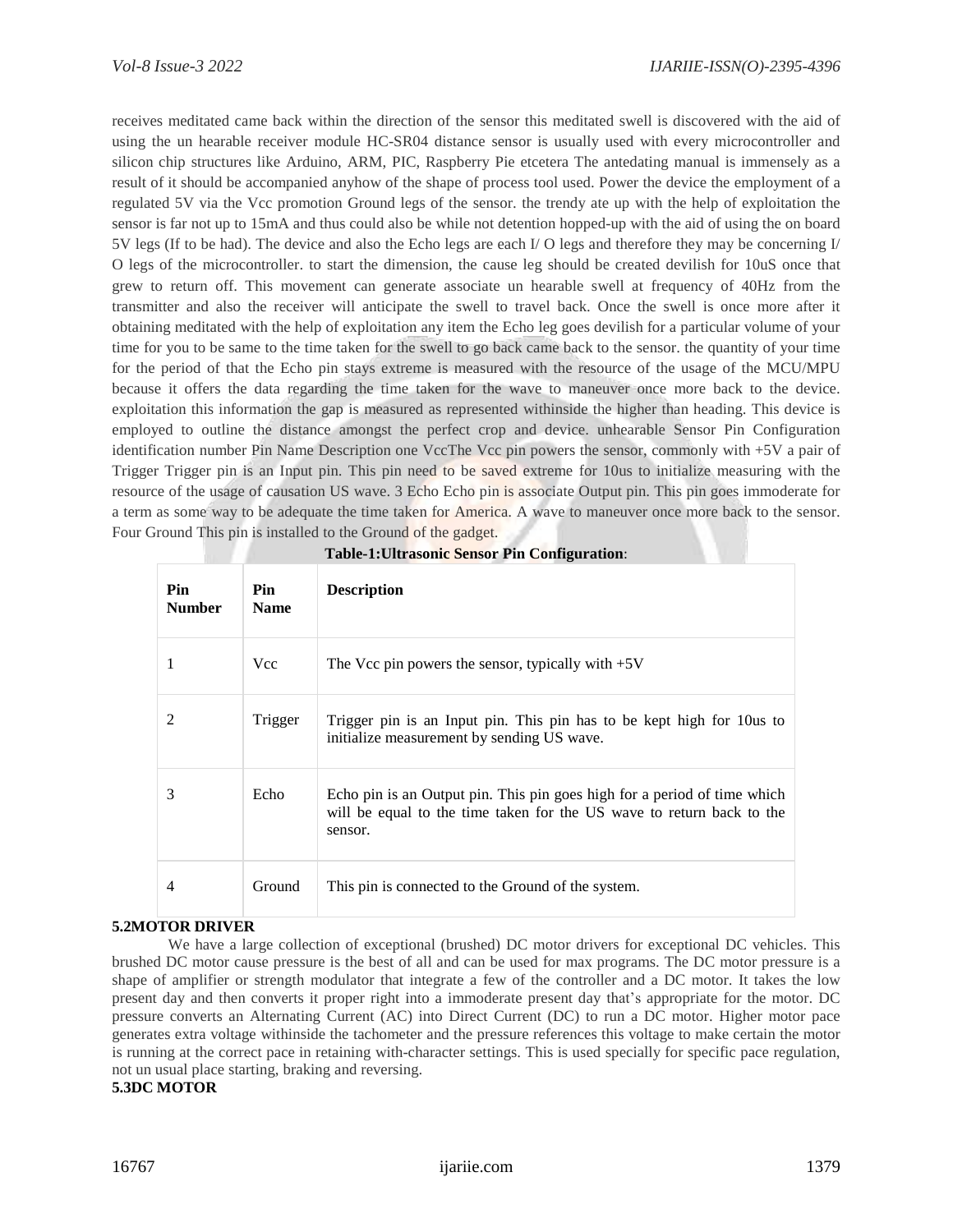receives meditated came back within the direction of the sensor this meditated swell is discovered with the aid of using the un hearable receiver module HC-SR04 distance sensor is usually used with every microcontroller and silicon chip structures like Arduino, ARM, PIC, Raspberry Pie etcetera The antedating manual is immensely as a result of it should be accompanied anyhow of the shape of process tool used. Power the device the employment of a regulated 5V via the Vcc promotion Ground legs of the sensor. the trendy ate up with the help of exploitation the sensor is far not up to 15mA and thus could also be while not detention hopped-up with the aid of using the on board 5V legs (If to be had). The device and also the Echo legs are each I/ O legs and therefore they may be concerning I/ O legs of the microcontroller. to start the dimension, the cause leg should be created devilish for 10uS once that grew to return off. This movement can generate associate un hearable swell at frequency of 40Hz from the transmitter and also the receiver will anticipate the swell to travel back. Once the swell is once more after it obtaining meditated with the help of exploitation any item the Echo leg goes devilish for a particular volume of your time for you to be same to the time taken for the swell to go back came back to the sensor. the quantity of your time for the period of that the Echo pin stays extreme is measured with the resource of the usage of the MCU/MPU because it offers the data regarding the time taken for the wave to maneuver once more back to the device. exploitation this information the gap is measured as represented withinside the higher than heading. This device is employed to outline the distance amongst the perfect crop and device. unhearable Sensor Pin Configuration identification number Pin Name Description one VccThe Vcc pin powers the sensor, commonly with +5V a pair of Trigger Trigger pin is an Input pin. This pin need to be saved extreme for 10us to initialize measuring with the resource of the usage of causation US wave. 3 Echo Echo pin is associate Output pin. This pin goes immoderate for a term as some way to be adequate the time taken for America. A wave to maneuver once more back to the sensor. Four Ground This pin is installed to the Ground of the gadget.

**Table-1:Ultrasonic Sensor Pin Configuration**:

| Pin Number | Pin Name | Description |
|---|---|---|
| 1 | Vcc | The Vcc pin powers the sensor, typically with +5V |
| 2 | Trigger | Trigger pin is an Input pin. This pin has to be kept high for 10us to initialize measurement by sending US wave. |
| 3 | Echo | Echo pin is an Output pin. This pin goes high for a period of time which will be equal to the time taken for the US wave to return back to the sensor. |
| 4 | Ground | This pin is connected to the Ground of the system. |

**5.2MOTOR DRIVER**

We have a large collection of exceptional (brushed) DC motor drivers for exceptional DC vehicles. This brushed DC motor cause pressure is the best of all and can be used for max programs. The DC motor pressure is a shape of amplifier or strength modulator that integrate a few of the controller and a DC motor. It takes the low present day and then converts it proper right into a immoderate present day that's appropriate for the motor. DC pressure converts an Alternating Current (AC) into Direct Current (DC) to run a DC motor. Higher motor pace generates extra voltage withinside the tachometer and the pressure references this voltage to make certain the motor is running at the correct pace in retaining with-character settings. This is used specially for specific pace regulation, not un usual place starting, braking and reversing.

**5.3DC MOTOR**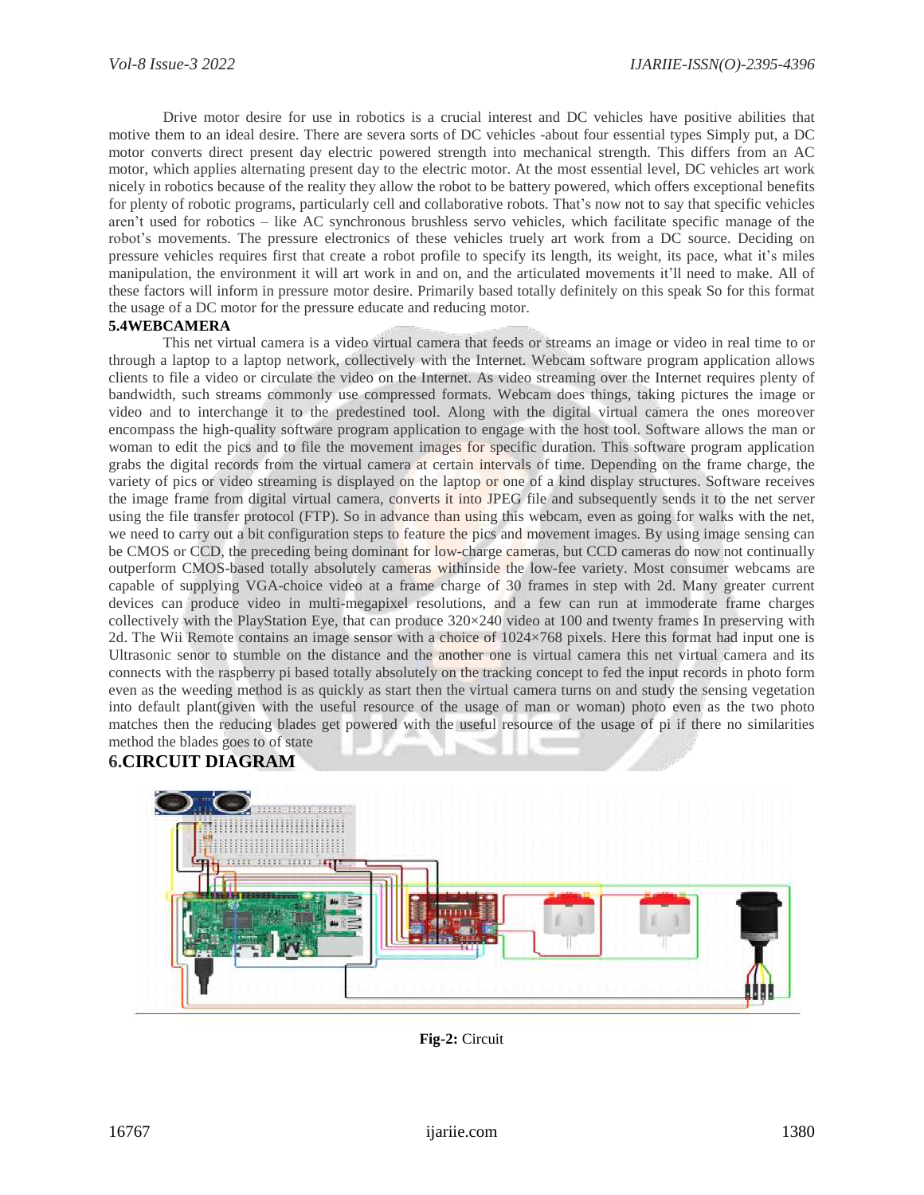Drive motor desire for use in robotics is a crucial interest and DC vehicles have positive abilities that motive them to an ideal desire. There are severa sorts of DC vehicles -about four essential types Simply put, a DC motor converts direct present day electric powered strength into mechanical strength. This differs from an AC motor, which applies alternating present day to the electric motor. At the most essential level, DC vehicles art work nicely in robotics because of the reality they allow the robot to be battery powered, which offers exceptional benefits for plenty of robotic programs, particularly cell and collaborative robots. That's now not to say that specific vehicles aren't used for robotics – like AC synchronous brushless servo vehicles, which facilitate specific manage of the robot's movements. The pressure electronics of these vehicles truely art work from a DC source. Deciding on pressure vehicles requires first that create a robot profile to specify its length, its weight, its pace, what it's miles manipulation, the environment it will art work in and on, and the articulated movements it'll need to make. All of these factors will inform in pressure motor desire. Primarily based totally definitely on this speak So for this format the usage of a DC motor for the pressure educate and reducing motor.

**5.4WEBCAMERA**

This net virtual camera is a video virtual camera that feeds or streams an image or video in real time to or through a laptop to a laptop network, collectively with the Internet. Webcam software program application allows clients to file a video or circulate the video on the Internet. As video streaming over the Internet requires plenty of bandwidth, such streams commonly use compressed formats. Webcam does things, taking pictures the image or video and to interchange it to the predestined tool. Along with the digital virtual camera the ones moreover encompass the high-quality software program application to engage with the host tool. Software allows the man or woman to edit the pics and to file the movement images for specific duration. This software program application grabs the digital records from the virtual camera at certain intervals of time. Depending on the frame charge, the variety of pics or video streaming is displayed on the laptop or one of a kind display structures. Software receives the image frame from digital virtual camera, converts it into JPEG file and subsequently sends it to the net server using the file transfer protocol (FTP). So in advance than using this webcam, even as going for walks with the net, we need to carry out a bit configuration steps to feature the pics and movement images. By using image sensing can be CMOS or CCD, the preceding being dominant for low-charge cameras, but CCD cameras do now not continually outperform CMOS-based totally absolutely cameras withinside the low-fee variety. Most consumer webcams are capable of supplying VGA-choice video at a frame charge of 30 frames in step with 2d. Many greater current devices can produce video in multi-megapixel resolutions, and a few can run at immoderate frame charges collectively with the PlayStation Eye, that can produce 320×240 video at 100 and twenty frames In preserving with 2d. The Wii Remote contains an image sensor with a choice of 1024×768 pixels. Here this format had input one is Ultrasonic senor to stumble on the distance and the another one is virtual camera this net virtual camera and its connects with the raspberry pi based totally absolutely on the tracking concept to fed the input records in photo form even as the weeding method is as quickly as start then the virtual camera turns on and study the sensing vegetation into default plant(given with the useful resource of the usage of man or woman) photo even as the two photo matches then the reducing blades get powered with the useful resource of the usage of pi if there no similarities method the blades goes to of state

## 6.CIRCUIT DIAGRAM

**Fig-2:** Circuit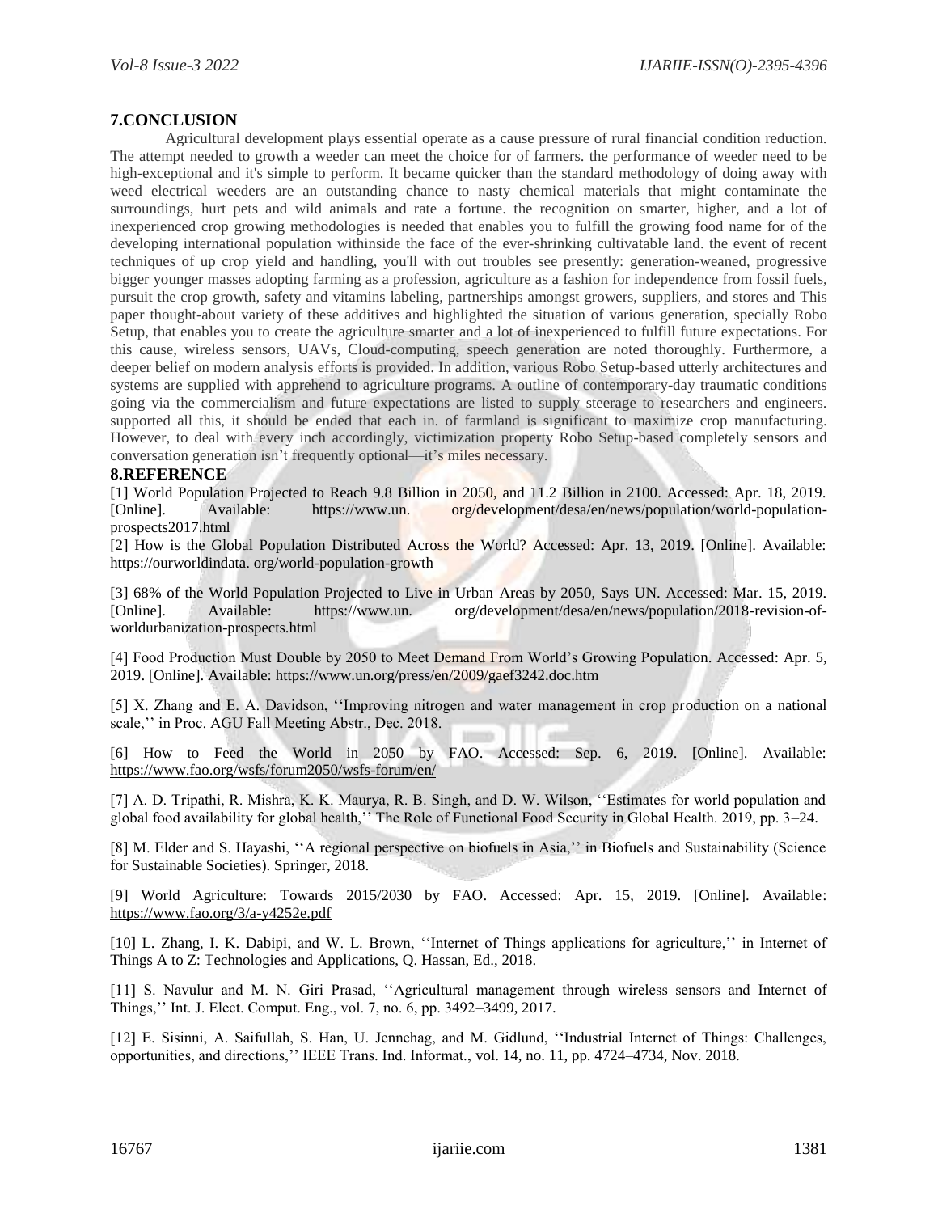## 7.CONCLUSION

Agricultural development plays essential operate as a cause pressure of rural financial condition reduction. The attempt needed to growth a weeder can meet the choice for of farmers. the performance of weeder need to be high-exceptional and it's simple to perform. It became quicker than the standard methodology of doing away with weed electrical weeders are an outstanding chance to nasty chemical materials that might contaminate the surroundings, hurt pets and wild animals and rate a fortune. the recognition on smarter, higher, and a lot of inexperienced crop growing methodologies is needed that enables you to fulfill the growing food name for of the developing international population withinside the face of the ever-shrinking cultivatable land. the event of recent techniques of up crop yield and handling, you'll with out troubles see presently: generation-weaned, progressive bigger younger masses adopting farming as a profession, agriculture as a fashion for independence from fossil fuels, pursuit the crop growth, safety and vitamins labeling, partnerships amongst growers, suppliers, and stores and This paper thought-about variety of these additives and highlighted the situation of various generation, specially Robo Setup, that enables you to create the agriculture smarter and a lot of inexperienced to fulfill future expectations. For this cause, wireless sensors, UAVs, Cloud-computing, speech generation are noted thoroughly. Furthermore, a deeper belief on modern analysis efforts is provided. In addition, various Robo Setup-based utterly architectures and systems are supplied with apprehend to agriculture programs. A outline of contemporary-day traumatic conditions going via the commercialism and future expectations are listed to supply steerage to researchers and engineers. supported all this, it should be ended that each in. of farmland is significant to maximize crop manufacturing. However, to deal with every inch accordingly, victimization property Robo Setup-based completely sensors and conversation generation isn't frequently optional—it's miles necessary.

## 8.REFERENCE

[1] World Population Projected to Reach 9.8 Billion in 2050, and 11.2 Billion in 2100. Accessed: Apr. 18, 2019. [Online]. Available: https://www.un. org/development/desa/en/news/population/world-population-prospects2017.html

[2] How is the Global Population Distributed Across the World? Accessed: Apr. 13, 2019. [Online]. Available: https://ourworldindata. org/world-population-growth

[3] 68% of the World Population Projected to Live in Urban Areas by 2050, Says UN. Accessed: Mar. 15, 2019. [Online]. Available: https://www.un. org/development/desa/en/news/population/2018-revision-of-worldurbanization-prospects.html

[4] Food Production Must Double by 2050 to Meet Demand From World's Growing Population. Accessed: Apr. 5, 2019. [Online]. Available: https://www.un.org/press/en/2009/gaef3242.doc.htm

[5] X. Zhang and E. A. Davidson, ''Improving nitrogen and water management in crop production on a national scale,'' in Proc. AGU Fall Meeting Abstr., Dec. 2018.

[6] How to Feed the World in 2050 by FAO. Accessed: Sep. 6, 2019. [Online]. Available: https://www.fao.org/wsfs/forum2050/wsfs-forum/en/

[7] A. D. Tripathi, R. Mishra, K. K. Maurya, R. B. Singh, and D. W. Wilson, ''Estimates for world population and global food availability for global health,'' The Role of Functional Food Security in Global Health. 2019, pp. 3–24.

[8] M. Elder and S. Hayashi, ''A regional perspective on biofuels in Asia,'' in Biofuels and Sustainability (Science for Sustainable Societies). Springer, 2018.

[9] World Agriculture: Towards 2015/2030 by FAO. Accessed: Apr. 15, 2019. [Online]. Available: https://www.fao.org/3/a-y4252e.pdf

[10] L. Zhang, I. K. Dabipi, and W. L. Brown, ''Internet of Things applications for agriculture,'' in Internet of Things A to Z: Technologies and Applications, Q. Hassan, Ed., 2018.

[11] S. Navulur and M. N. Giri Prasad, ''Agricultural management through wireless sensors and Internet of Things,'' Int. J. Elect. Comput. Eng., vol. 7, no. 6, pp. 3492–3499, 2017.

[12] E. Sisinni, A. Saifullah, S. Han, U. Jennehag, and M. Gidlund, ''Industrial Internet of Things: Challenges, opportunities, and directions,'' IEEE Trans. Ind. Informat., vol. 14, no. 11, pp. 4724–4734, Nov. 2018.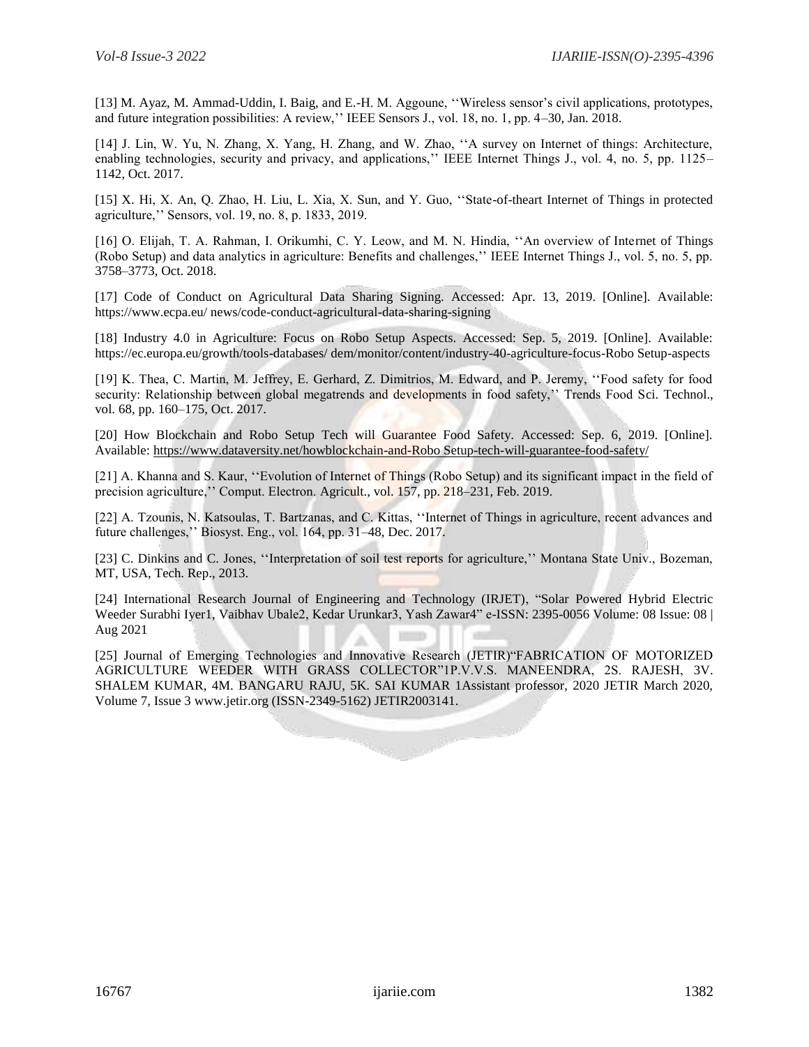[13] M. Ayaz, M. Ammad-Uddin, I. Baig, and E.-H. M. Aggoune, ''Wireless sensor's civil applications, prototypes, and future integration possibilities: A review,'' IEEE Sensors J., vol. 18, no. 1, pp. 4–30, Jan. 2018.

[14] J. Lin, W. Yu, N. Zhang, X. Yang, H. Zhang, and W. Zhao, ''A survey on Internet of things: Architecture, enabling technologies, security and privacy, and applications,'' IEEE Internet Things J., vol. 4, no. 5, pp. 1125–1142, Oct. 2017.

[15] X. Hi, X. An, Q. Zhao, H. Liu, L. Xia, X. Sun, and Y. Guo, ''State-of-theart Internet of Things in protected agriculture,'' Sensors, vol. 19, no. 8, p. 1833, 2019.

[16] O. Elijah, T. A. Rahman, I. Orikumhi, C. Y. Leow, and M. N. Hindia, ''An overview of Internet of Things (Robo Setup) and data analytics in agriculture: Benefits and challenges,'' IEEE Internet Things J., vol. 5, no. 5, pp. 3758–3773, Oct. 2018.

[17] Code of Conduct on Agricultural Data Sharing Signing. Accessed: Apr. 13, 2019. [Online]. Available: https://www.ecpa.eu/ news/code-conduct-agricultural-data-sharing-signing

[18] Industry 4.0 in Agriculture: Focus on Robo Setup Aspects. Accessed: Sep. 5, 2019. [Online]. Available: https://ec.europa.eu/growth/tools-databases/ dem/monitor/content/industry-40-agriculture-focus-Robo Setup-aspects

[19] K. Thea, C. Martin, M. Jeffrey, E. Gerhard, Z. Dimitrios, M. Edward, and P. Jeremy, ''Food safety for food security: Relationship between global megatrends and developments in food safety,'' Trends Food Sci. Technol., vol. 68, pp. 160–175, Oct. 2017.

[20] How Blockchain and Robo Setup Tech will Guarantee Food Safety. Accessed: Sep. 6, 2019. [Online]. Available: https://www.dataversity.net/howblockchain-and-Robo Setup-tech-will-guarantee-food-safety/

[21] A. Khanna and S. Kaur, ''Evolution of Internet of Things (Robo Setup) and its significant impact in the field of precision agriculture,'' Comput. Electron. Agricult., vol. 157, pp. 218–231, Feb. 2019.

[22] A. Tzounis, N. Katsoulas, T. Bartzanas, and C. Kittas, ''Internet of Things in agriculture, recent advances and future challenges,'' Biosyst. Eng., vol. 164, pp. 31–48, Dec. 2017.

[23] C. Dinkins and C. Jones, ''Interpretation of soil test reports for agriculture,'' Montana State Univ., Bozeman, MT, USA, Tech. Rep., 2013.

[24] International Research Journal of Engineering and Technology (IRJET), "Solar Powered Hybrid Electric Weeder Surabhi Iyer1, Vaibhav Ubale2, Kedar Urunkar3, Yash Zawar4" e-ISSN: 2395-0056 Volume: 08 Issue: 08 | Aug 2021

[25] Journal of Emerging Technologies and Innovative Research (JETIR)"FABRICATION OF MOTORIZED AGRICULTURE WEEDER WITH GRASS COLLECTOR"1P.V.V.S. MANEENDRA, 2S. RAJESH, 3V. SHALEM KUMAR, 4M. BANGARU RAJU, 5K. SAI KUMAR 1Assistant professor, 2020 JETIR March 2020, Volume 7, Issue 3 www.jetir.org (ISSN-2349-5162) JETIR2003141.